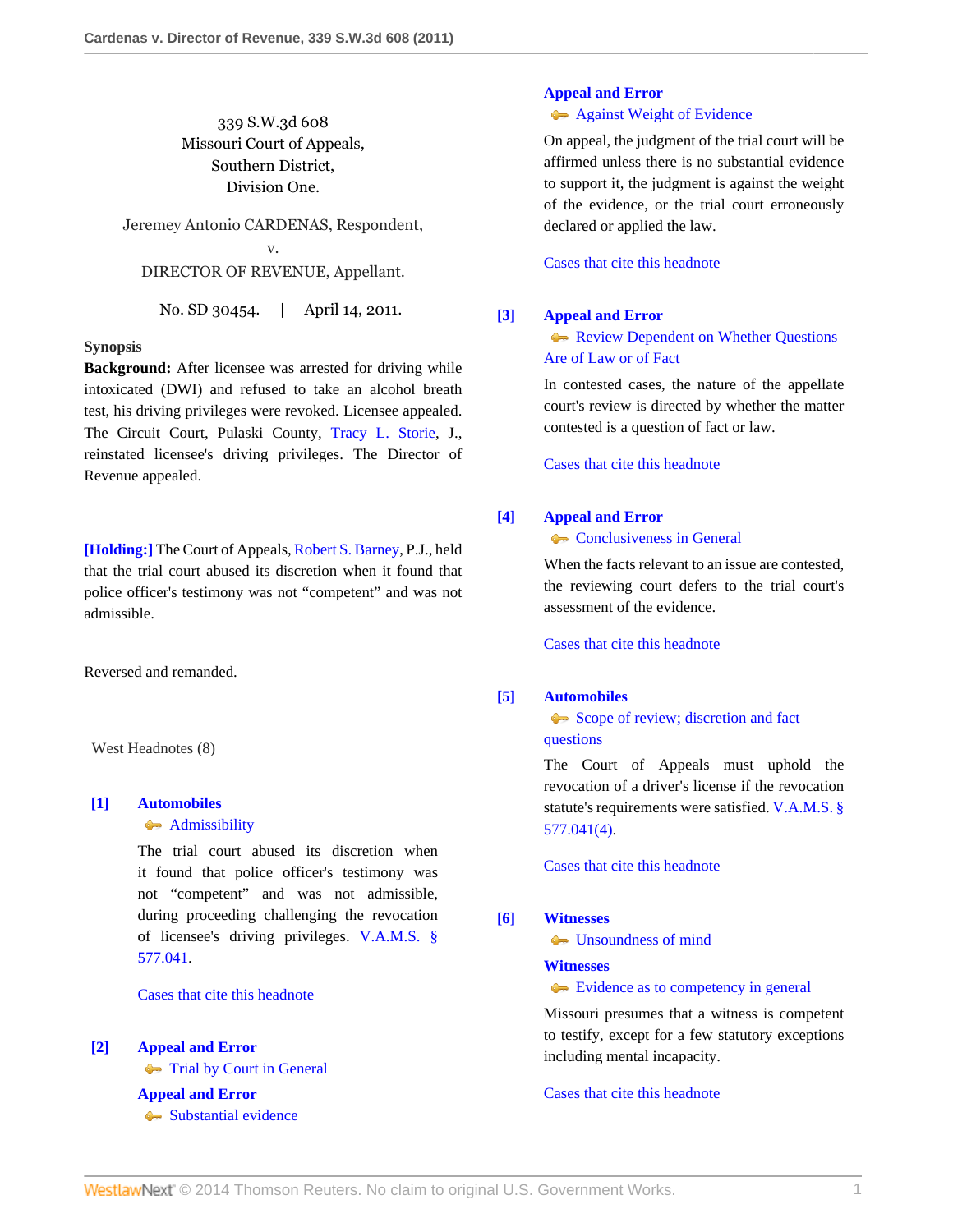339 S.W.3d 608
Missouri Court of Appeals,
Southern District,
Division One.

Jeremey Antonio CARDENAS, Respondent,
v.
DIRECTOR OF REVENUE, Appellant.

No. SD 30454. | April 14, 2011.

**Synopsis**

**Background:** After licensee was arrested for driving while intoxicated (DWI) and refused to take an alcohol breath test, his driving privileges were revoked. Licensee appealed. The Circuit Court, Pulaski County, Tracy L. Storie, J., reinstated licensee's driving privileges. The Director of Revenue appealed.

**[Holding:]** The Court of Appeals, Robert S. Barney, P.J., held that the trial court abused its discretion when it found that police officer's testimony was not "competent" and was not admissible.

Reversed and remanded.

West Headnotes (8)

**[1] Automobiles**
Admissibility

The trial court abused its discretion when it found that police officer's testimony was not "competent" and was not admissible, during proceeding challenging the revocation of licensee's driving privileges. V.A.M.S. § 577.041.

Cases that cite this headnote

**[2] Appeal and Error**
Trial by Court in General

**Appeal and Error**
Substantial evidence

**Appeal and Error**
Against Weight of Evidence

On appeal, the judgment of the trial court will be affirmed unless there is no substantial evidence to support it, the judgment is against the weight of the evidence, or the trial court erroneously declared or applied the law.

Cases that cite this headnote

**[3] Appeal and Error**
Review Dependent on Whether Questions Are of Law or of Fact

In contested cases, the nature of the appellate court's review is directed by whether the matter contested is a question of fact or law.

Cases that cite this headnote

**[4] Appeal and Error**
Conclusiveness in General

When the facts relevant to an issue are contested, the reviewing court defers to the trial court's assessment of the evidence.

Cases that cite this headnote

**[5] Automobiles**
Scope of review; discretion and fact questions

The Court of Appeals must uphold the revocation of a driver's license if the revocation statute's requirements were satisfied. V.A.M.S. § 577.041(4).

Cases that cite this headnote

**[6] Witnesses**
Unsoundness of mind

**Witnesses**
Evidence as to competency in general

Missouri presumes that a witness is competent to testify, except for a few statutory exceptions including mental incapacity.

Cases that cite this headnote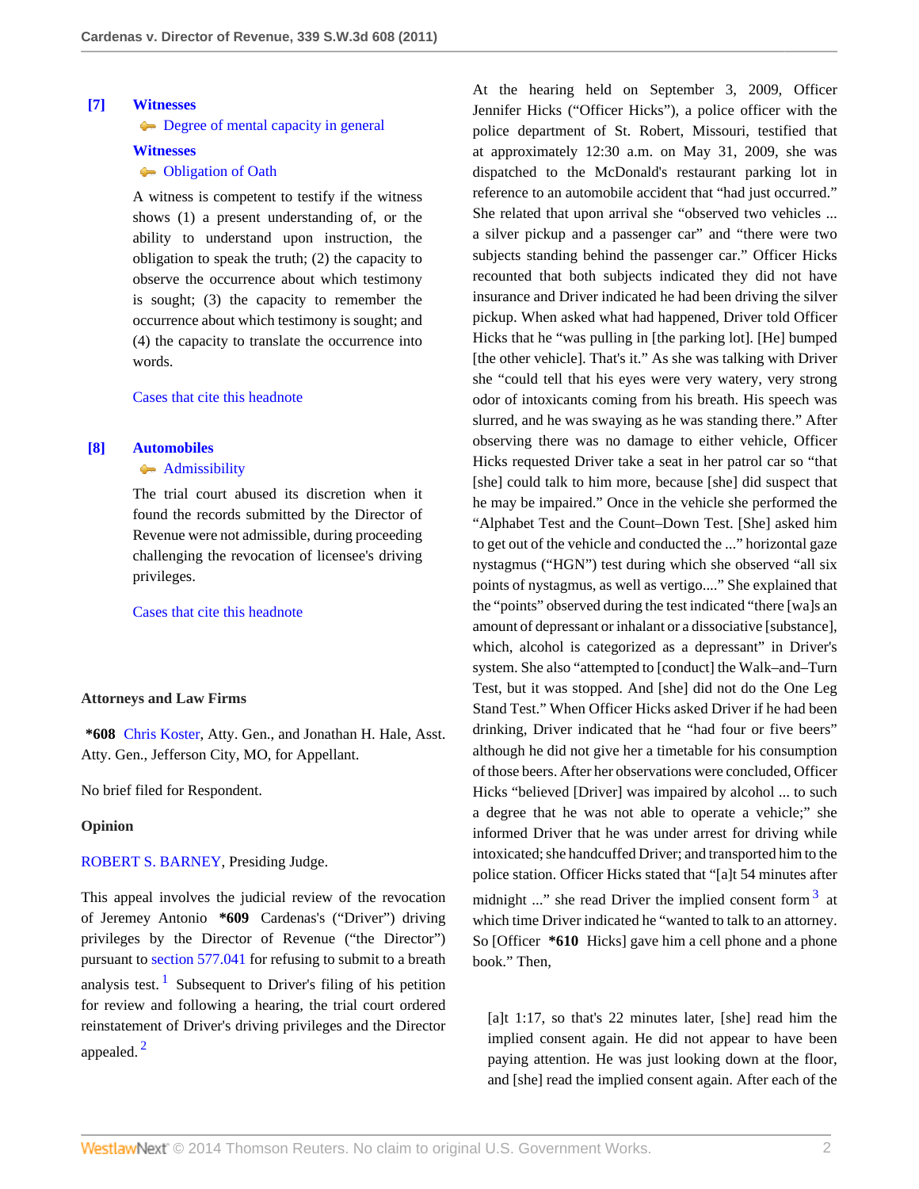**[7]** **Witnesses**
Degree of mental capacity in general

**Witnesses**
Obligation of Oath

A witness is competent to testify if the witness shows (1) a present understanding of, or the ability to understand upon instruction, the obligation to speak the truth; (2) the capacity to observe the occurrence about which testimony is sought; (3) the capacity to remember the occurrence about which testimony is sought; and (4) the capacity to translate the occurrence into words.

Cases that cite this headnote

**[8]** **Automobiles**
Admissibility

The trial court abused its discretion when it found the records submitted by the Director of Revenue were not admissible, during proceeding challenging the revocation of licensee's driving privileges.

Cases that cite this headnote

**Attorneys and Law Firms**

**\*608** Chris Koster, Atty. Gen., and Jonathan H. Hale, Asst. Atty. Gen., Jefferson City, MO, for Appellant.

No brief filed for Respondent.

**Opinion**

ROBERT S. BARNEY, Presiding Judge.

This appeal involves the judicial review of the revocation of Jeremey Antonio **\*609** Cardenas's ("Driver") driving privileges by the Director of Revenue ("the Director") pursuant to section 577.041 for refusing to submit to a breath analysis test.[1] Subsequent to Driver's filing of his petition for review and following a hearing, the trial court ordered reinstatement of Driver's driving privileges and the Director appealed.[2]

At the hearing held on September 3, 2009, Officer Jennifer Hicks ("Officer Hicks"), a police officer with the police department of St. Robert, Missouri, testified that at approximately 12:30 a.m. on May 31, 2009, she was dispatched to the McDonald's restaurant parking lot in reference to an automobile accident that "had just occurred." She related that upon arrival she "observed two vehicles ... a silver pickup and a passenger car" and "there were two subjects standing behind the passenger car." Officer Hicks recounted that both subjects indicated they did not have insurance and Driver indicated he had been driving the silver pickup. When asked what had happened, Driver told Officer Hicks that he "was pulling in [the parking lot]. [He] bumped [the other vehicle]. That's it." As she was talking with Driver she "could tell that his eyes were very watery, very strong odor of intoxicants coming from his breath. His speech was slurred, and he was swaying as he was standing there." After observing there was no damage to either vehicle, Officer Hicks requested Driver take a seat in her patrol car so "that [she] could talk to him more, because [she] did suspect that he may be impaired." Once in the vehicle she performed the "Alphabet Test and the Count–Down Test. [She] asked him to get out of the vehicle and conducted the ..." horizontal gaze nystagmus ("HGN") test during which she observed "all six points of nystagmus, as well as vertigo...." She explained that the "points" observed during the test indicated "there [wa]s an amount of depressant or inhalant or a dissociative [substance], which, alcohol is categorized as a depressant" in Driver's system. She also "attempted to [conduct] the Walk–and–Turn Test, but it was stopped. And [she] did not do the One Leg Stand Test." When Officer Hicks asked Driver if he had been drinking, Driver indicated that he "had four or five beers" although he did not give her a timetable for his consumption of those beers. After her observations were concluded, Officer Hicks "believed [Driver] was impaired by alcohol ... to such a degree that he was not able to operate a vehicle;" she informed Driver that he was under arrest for driving while intoxicated; she handcuffed Driver; and transported him to the police station. Officer Hicks stated that "[a]t 54 minutes after midnight ..." she read Driver the implied consent form[3] at which time Driver indicated he "wanted to talk to an attorney. So [Officer **\*610** Hicks] gave him a cell phone and a phone book." Then,

> [a]t 1:17, so that's 22 minutes later, [she] read him the implied consent again. He did not appear to have been paying attention. He was just looking down at the floor, and [she] read the implied consent again. After each of the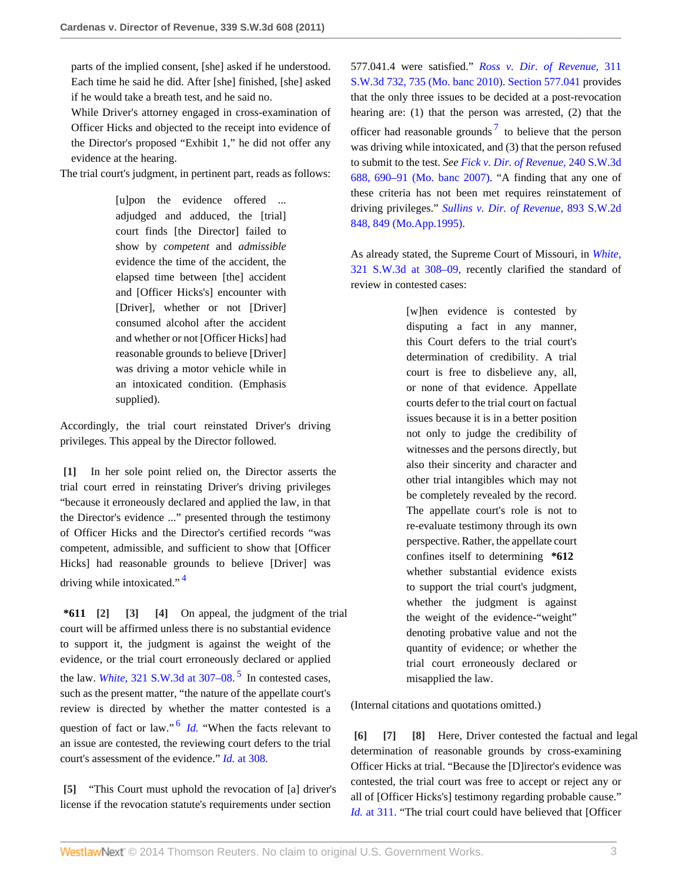> parts of the implied consent, [she] asked if he understood. Each time he said he did. After [she] finished, [she] asked if he would take a breath test, and he said no.
>
> While Driver's attorney engaged in cross-examination of Officer Hicks and objected to the receipt into evidence of the Director's proposed "Exhibit 1," he did not offer any evidence at the hearing.

The trial court's judgment, in pertinent part, reads as follows:

> [u]pon the evidence offered ... adjudged and adduced, the [trial] court finds [the Director] failed to show by *competent* and *admissible* evidence the time of the accident, the elapsed time between [the] accident and [Officer Hicks's] encounter with [Driver], whether or not [Driver] consumed alcohol after the accident and whether or not [Officer Hicks] had reasonable grounds to believe [Driver] was driving a motor vehicle while in an intoxicated condition. (Emphasis supplied).

Accordingly, the trial court reinstated Driver's driving privileges. This appeal by the Director followed.

**[1]** In her sole point relied on, the Director asserts the trial court erred in reinstating Driver's driving privileges "because it erroneously declared and applied the law, in that the Director's evidence ..." presented through the testimony of Officer Hicks and the Director's certified records "was competent, admissible, and sufficient to show that [Officer Hicks] had reasonable grounds to believe [Driver] was driving while intoxicated." [4]

**\*611** **[2]** **[3]** **[4]** On appeal, the judgment of the trial court will be affirmed unless there is no substantial evidence to support it, the judgment is against the weight of the evidence, or the trial court erroneously declared or applied the law. *White,* 321 S.W.3d at 307–08. [5] In contested cases, such as the present matter, "the nature of the appellate court's review is directed by whether the matter contested is a question of fact or law." [6] *Id.* "When the facts relevant to an issue are contested, the reviewing court defers to the trial court's assessment of the evidence." *Id.* at 308.

**[5]** "This Court must uphold the revocation of [a] driver's license if the revocation statute's requirements under section 577.041.4 were satisfied." *Ross v. Dir. of Revenue,* 311 S.W.3d 732, 735 (Mo. banc 2010). Section 577.041 provides that the only three issues to be decided at a post-revocation hearing are: (1) that the person was arrested, (2) that the officer had reasonable grounds [7] to believe that the person was driving while intoxicated, and (3) that the person refused to submit to the test. *See Fick v. Dir. of Revenue,* 240 S.W.3d 688, 690–91 (Mo. banc 2007). "A finding that any one of these criteria has not been met requires reinstatement of driving privileges." *Sullins v. Dir. of Revenue,* 893 S.W.2d 848, 849 (Mo.App.1995).

As already stated, the Supreme Court of Missouri, in *White,* 321 S.W.3d at 308–09, recently clarified the standard of review in contested cases:

> [w]hen evidence is contested by disputing a fact in any manner, this Court defers to the trial court's determination of credibility. A trial court is free to disbelieve any, all, or none of that evidence. Appellate courts defer to the trial court on factual issues because it is in a better position not only to judge the credibility of witnesses and the persons directly, but also their sincerity and character and other trial intangibles which may not be completely revealed by the record. The appellate court's role is not to re-evaluate testimony through its own perspective. Rather, the appellate court confines itself to determining **\*612** whether substantial evidence exists to support the trial court's judgment, whether the judgment is against the weight of the evidence-"weight" denoting probative value and not the quantity of evidence; or whether the trial court erroneously declared or misapplied the law.

(Internal citations and quotations omitted.)

**[6]** **[7]** **[8]** Here, Driver contested the factual and legal determination of reasonable grounds by cross-examining Officer Hicks at trial. "Because the [D]irector's evidence was contested, the trial court was free to accept or reject any or all of [Officer Hicks's] testimony regarding probable cause." *Id.* at 311. "The trial court could have believed that [Officer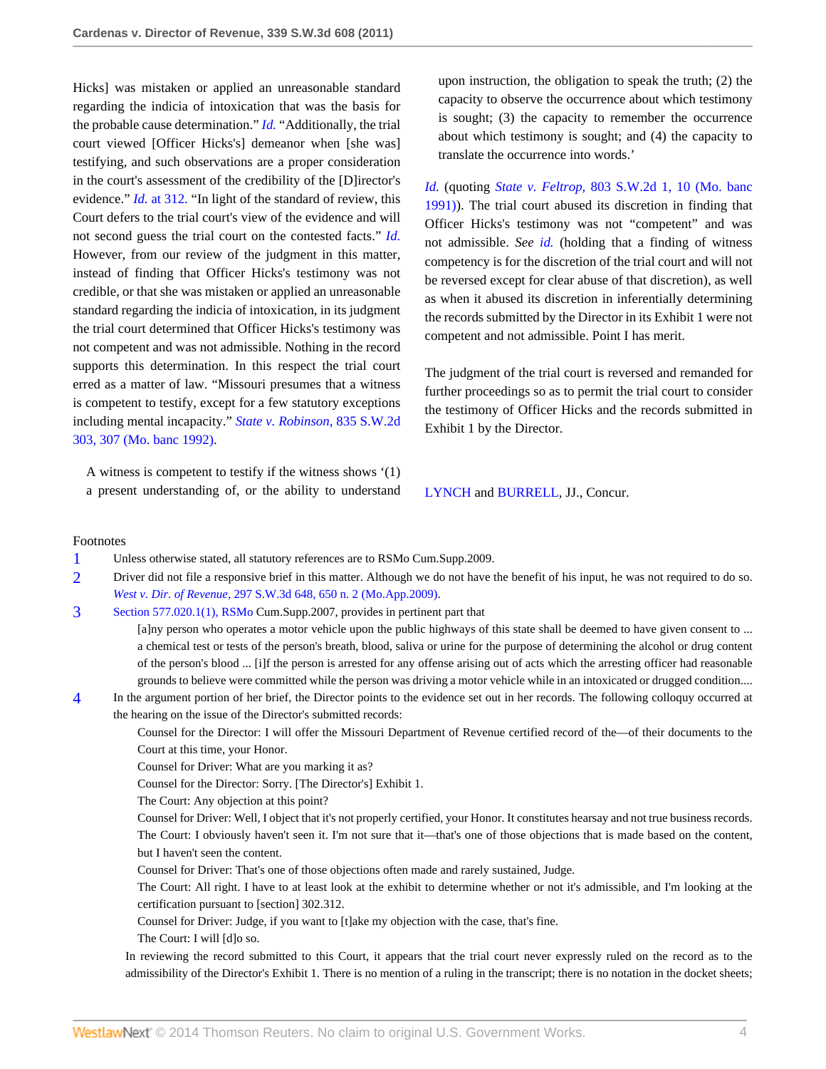Hicks] was mistaken or applied an unreasonable standard regarding the indicia of intoxication that was the basis for the probable cause determination." *Id.* "Additionally, the trial court viewed [Officer Hicks's] demeanor when [she was] testifying, and such observations are a proper consideration in the court's assessment of the credibility of the [D]irector's evidence." *Id.* at 312. "In light of the standard of review, this Court defers to the trial court's view of the evidence and will not second guess the trial court on the contested facts." *Id.* However, from our review of the judgment in this matter, instead of finding that Officer Hicks's testimony was not credible, or that she was mistaken or applied an unreasonable standard regarding the indicia of intoxication, in its judgment the trial court determined that Officer Hicks's testimony was not competent and was not admissible. Nothing in the record supports this determination. In this respect the trial court erred as a matter of law. "Missouri presumes that a witness is competent to testify, except for a few statutory exceptions including mental incapacity." *State v. Robinson,* 835 S.W.2d 303, 307 (Mo. banc 1992).

> A witness is competent to testify if the witness shows '(1) a present understanding of, or the ability to understand upon instruction, the obligation to speak the truth; (2) the capacity to observe the occurrence about which testimony is sought; (3) the capacity to remember the occurrence about which testimony is sought; and (4) the capacity to translate the occurrence into words.'

*Id.* (quoting *State v. Feltrop,* 803 S.W.2d 1, 10 (Mo. banc 1991)). The trial court abused its discretion in finding that Officer Hicks's testimony was not "competent" and was not admissible. *See id.* (holding that a finding of witness competency is for the discretion of the trial court and will not be reversed except for clear abuse of that discretion), as well as when it abused its discretion in inferentially determining the records submitted by the Director in its Exhibit 1 were not competent and not admissible. Point I has merit.

The judgment of the trial court is reversed and remanded for further proceedings so as to permit the trial court to consider the testimony of Officer Hicks and the records submitted in Exhibit 1 by the Director.

LYNCH and BURRELL, JJ., Concur.

## Footnotes

1. Unless otherwise stated, all statutory references are to RSMo Cum.Supp.2009.
2. Driver did not file a responsive brief in this matter. Although we do not have the benefit of his input, he was not required to do so. *West v. Dir. of Revenue,* 297 S.W.3d 648, 650 n. 2 (Mo.App.2009).
3. Section 577.020.1(1), RSMo Cum.Supp.2007, provides in pertinent part that

   > [a]ny person who operates a motor vehicle upon the public highways of this state shall be deemed to have given consent to ... a chemical test or tests of the person's breath, blood, saliva or urine for the purpose of determining the alcohol or drug content of the person's blood ... [i]f the person is arrested for any offense arising out of acts which the arresting officer had reasonable grounds to believe were committed while the person was driving a motor vehicle while in an intoxicated or drugged condition....

4. In the argument portion of her brief, the Director points to the evidence set out in her records. The following colloquy occurred at the hearing on the issue of the Director's submitted records:

   > Counsel for the Director: I will offer the Missouri Department of Revenue certified record of the—of their documents to the Court at this time, your Honor.
   >
   > Counsel for Driver: What are you marking it as?
   >
   > Counsel for the Director: Sorry. [The Director's] Exhibit 1.
   >
   > The Court: Any objection at this point?
   >
   > Counsel for Driver: Well, I object that it's not properly certified, your Honor. It constitutes hearsay and not true business records.
   >
   > The Court: I obviously haven't seen it. I'm not sure that it—that's one of those objections that is made based on the content, but I haven't seen the content.
   >
   > Counsel for Driver: That's one of those objections often made and rarely sustained, Judge.
   >
   > The Court: All right. I have to at least look at the exhibit to determine whether or not it's admissible, and I'm looking at the certification pursuant to [section] 302.312.
   >
   > Counsel for Driver: Judge, if you want to [t]ake my objection with the case, that's fine.
   >
   > The Court: I will [d]o so.

   In reviewing the record submitted to this Court, it appears that the trial court never expressly ruled on the record as to the admissibility of the Director's Exhibit 1. There is no mention of a ruling in the transcript; there is no notation in the docket sheets;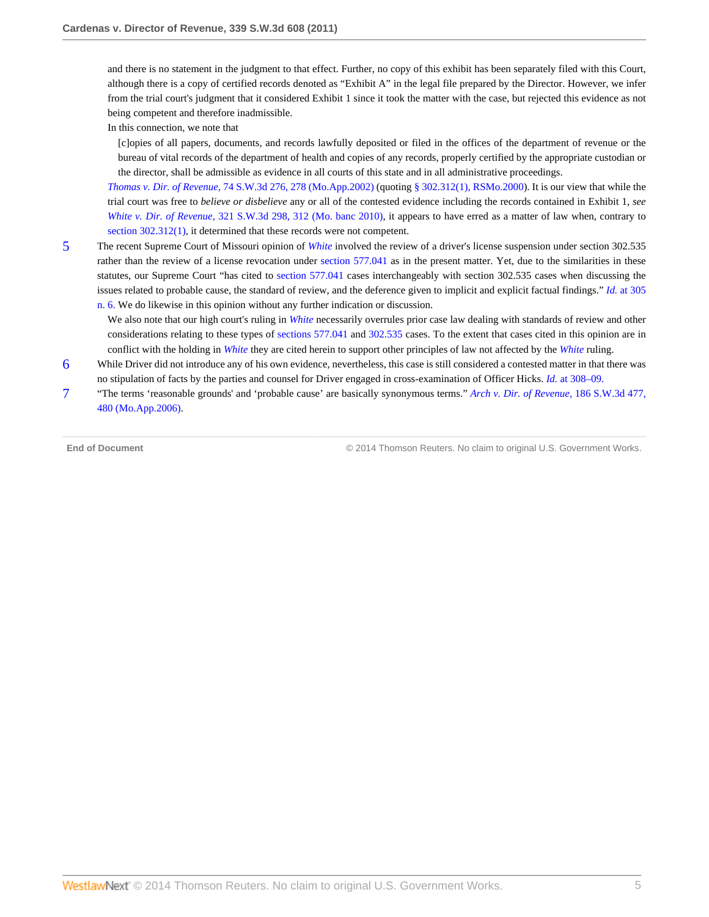and there is no statement in the judgment to that effect. Further, no copy of this exhibit has been separately filed with this Court, although there is a copy of certified records denoted as "Exhibit A" in the legal file prepared by the Director. However, we infer from the trial court's judgment that it considered Exhibit 1 since it took the matter with the case, but rejected this evidence as not being competent and therefore inadmissible.

In this connection, we note that

> [c]opies of all papers, documents, and records lawfully deposited or filed in the offices of the department of revenue or the bureau of vital records of the department of health and copies of any records, properly certified by the appropriate custodian or the director, shall be admissible as evidence in all courts of this state and in all administrative proceedings.

*Thomas v. Dir. of Revenue,* 74 S.W.3d 276, 278 (Mo.App.2002) (quoting § 302.312(1), RSMo.2000). It is our view that while the trial court was free to *believe or disbelieve* any or all of the contested evidence including the records contained in Exhibit 1, *see White v. Dir. of Revenue,* 321 S.W.3d 298, 312 (Mo. banc 2010), it appears to have erred as a matter of law when, contrary to section 302.312(1), it determined that these records were not competent.

5 The recent Supreme Court of Missouri opinion of *White* involved the review of a driver's license suspension under section 302.535 rather than the review of a license revocation under section 577.041 as in the present matter. Yet, due to the similarities in these statutes, our Supreme Court "has cited to section 577.041 cases interchangeably with section 302.535 cases when discussing the issues related to probable cause, the standard of review, and the deference given to implicit and explicit factual findings." *Id.* at 305 n. 6. We do likewise in this opinion without any further indication or discussion.

We also note that our high court's ruling in *White* necessarily overrules prior case law dealing with standards of review and other considerations relating to these types of sections 577.041 and 302.535 cases. To the extent that cases cited in this opinion are in conflict with the holding in *White* they are cited herein to support other principles of law not affected by the *White* ruling.

6 While Driver did not introduce any of his own evidence, nevertheless, this case is still considered a contested matter in that there was no stipulation of facts by the parties and counsel for Driver engaged in cross-examination of Officer Hicks. *Id.* at 308–09.

7 "The terms 'reasonable grounds' and 'probable cause' are basically synonymous terms." *Arch v. Dir. of Revenue,* 186 S.W.3d 477, 480 (Mo.App.2006).

End of Document © 2014 Thomson Reuters. No claim to original U.S. Government Works.